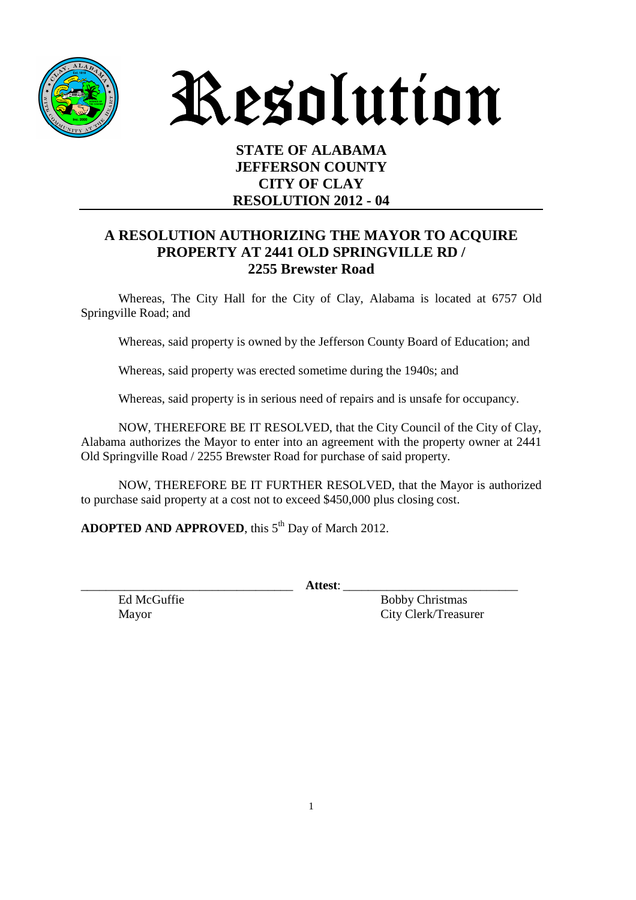# Resolution

**STATE OF ALABAMA**
**JEFFERSON COUNTY**
**CITY OF CLAY**
**RESOLUTION 2012 - 04**

## A RESOLUTION AUTHORIZING THE MAYOR TO ACQUIRE PROPERTY AT 2441 OLD SPRINGVILLE RD / 2255 Brewster Road

Whereas, The City Hall for the City of Clay, Alabama is located at 6757 Old Springville Road; and

Whereas, said property is owned by the Jefferson County Board of Education; and

Whereas, said property was erected sometime during the 1940s; and

Whereas, said property is in serious need of repairs and is unsafe for occupancy.

NOW, THEREFORE BE IT RESOLVED, that the City Council of the City of Clay, Alabama authorizes the Mayor to enter into an agreement with the property owner at 2441 Old Springville Road / 2255 Brewster Road for purchase of said property.

NOW, THEREFORE BE IT FURTHER RESOLVED, that the Mayor is authorized to purchase said property at a cost not to exceed $450,000 plus closing cost.

**ADOPTED AND APPROVED**, this 5th Day of March 2012.

\_\_\_\_\_\_\_\_\_\_\_\_\_\_\_\_\_\_\_\_\_\_\_\_\_\_\_\_\_\_\_\_\_\_ **Attest**: \_\_\_\_\_\_\_\_\_\_\_\_\_\_\_\_\_\_\_\_\_\_\_\_\_\_\_\_

Ed McGuffie
Mayor

Bobby Christmas
City Clerk/Treasurer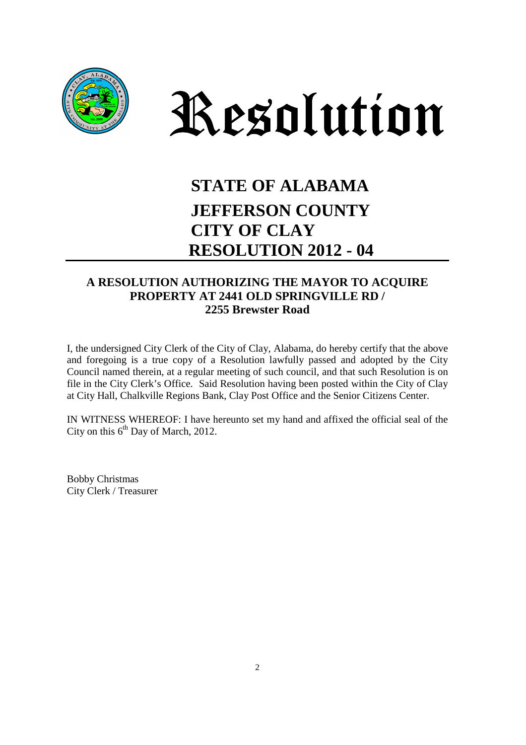# Resolution

## STATE OF ALABAMA
## JEFFERSON COUNTY
## CITY OF CLAY
## RESOLUTION 2012 - 04

---

### A RESOLUTION AUTHORIZING THE MAYOR TO ACQUIRE PROPERTY AT 2441 OLD SPRINGVILLE RD / 2255 Brewster Road

I, the undersigned City Clerk of the City of Clay, Alabama, do hereby certify that the above and foregoing is a true copy of a Resolution lawfully passed and adopted by the City Council named therein, at a regular meeting of such council, and that such Resolution is on file in the City Clerk's Office. Said Resolution having been posted within the City of Clay at City Hall, Chalkville Regions Bank, Clay Post Office and the Senior Citizens Center.

IN WITNESS WHEREOF: I have hereunto set my hand and affixed the official seal of the City on this 6th Day of March, 2012.

Bobby Christmas
City Clerk / Treasurer